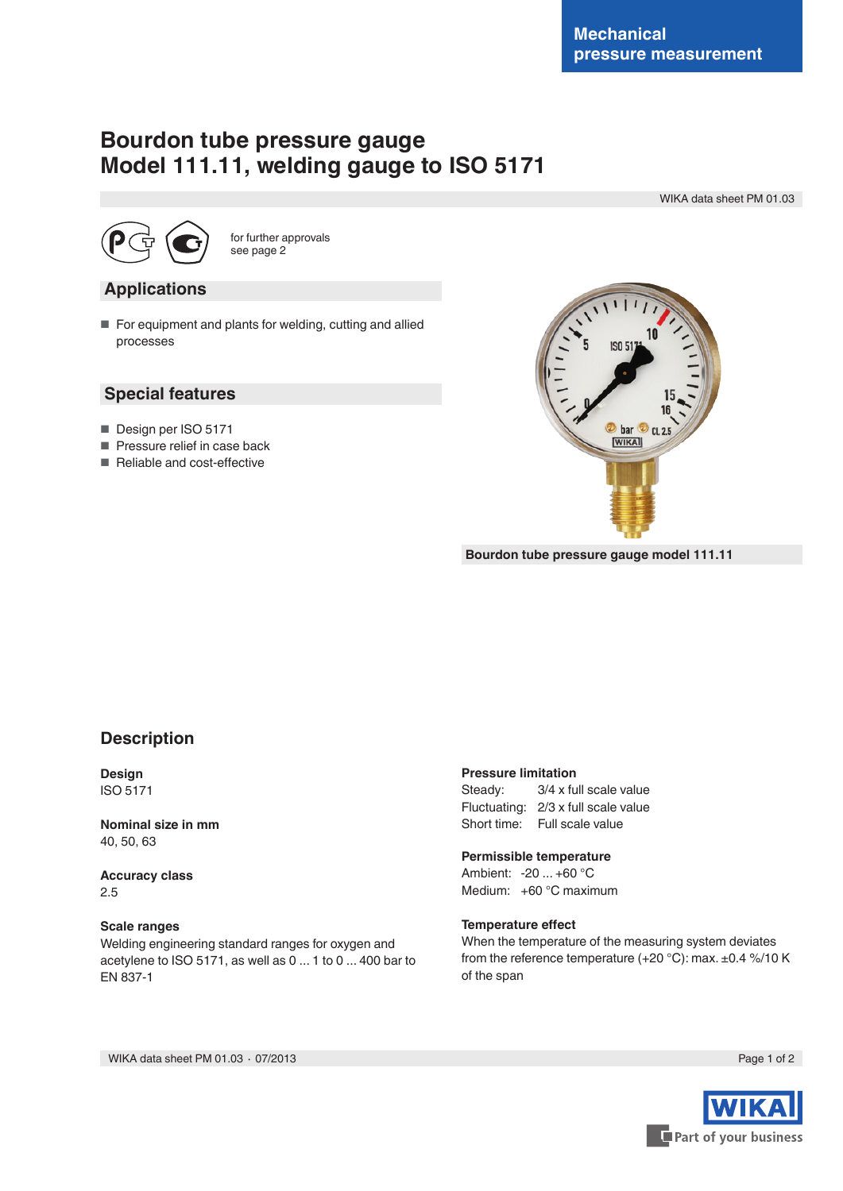Mechanical pressure measurement

# Bourdon tube pressure gauge
# Model 111.11, welding gauge to ISO 5171

WIKA data sheet PM 01.03

for further approvals see page 2

## Applications

- For equipment and plants for welding, cutting and allied processes

## Special features

- Design per ISO 5171
- Pressure relief in case back
- Reliable and cost-effective

Bourdon tube pressure gauge model 111.11

## Description

**Design**
ISO 5171

**Nominal size in mm**
40, 50, 63

**Accuracy class**
2.5

**Scale ranges**
Welding engineering standard ranges for oxygen and acetylene to ISO 5171, as well as 0 ... 1 to 0 ... 400 bar to EN 837-1

**Pressure limitation**
Steady: 3/4 x full scale value
Fluctuating: 2/3 x full scale value
Short time: Full scale value

**Permissible temperature**
Ambient: -20 ... +60 °C
Medium: +60 °C maximum

**Temperature effect**
When the temperature of the measuring system deviates from the reference temperature (+20 °C): max. ±0.4 %/10 K of the span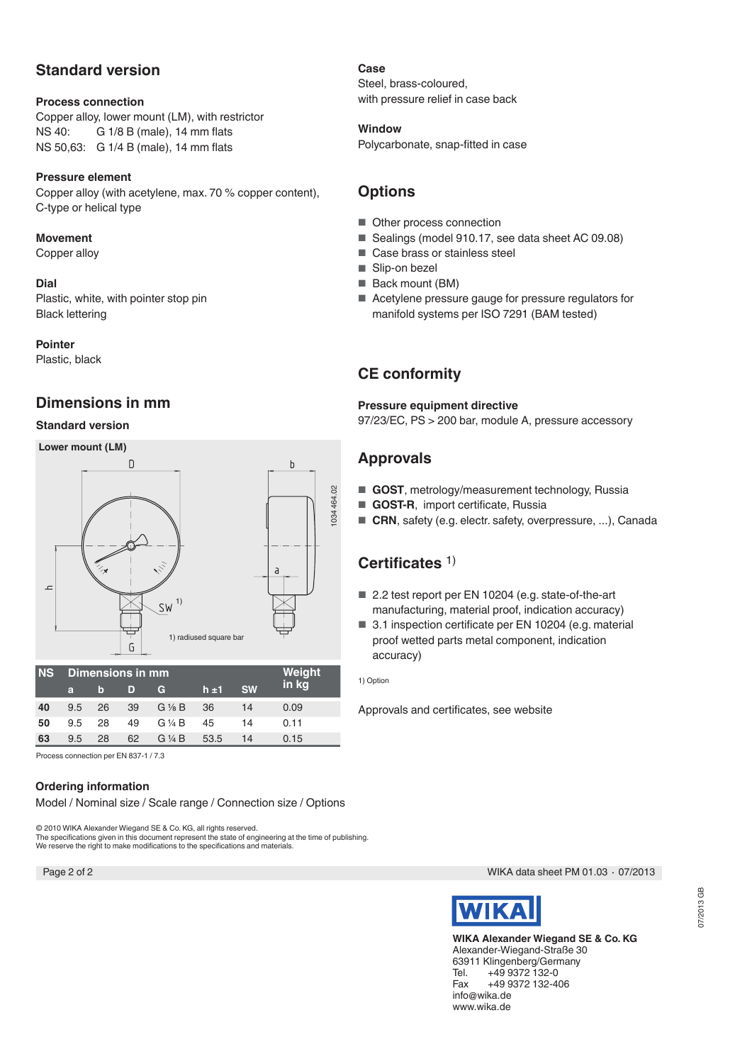## Standard version

### Process connection

Copper alloy, lower mount (LM), with restrictor
NS 40: G 1/8 B (male), 14 mm flats
NS 50,63: G 1/4 B (male), 14 mm flats

### Pressure element

Copper alloy (with acetylene, max. 70 % copper content), C-type or helical type

### Movement

Copper alloy

### Dial

Plastic, white, with pointer stop pin
Black lettering

### Pointer

Plastic, black

## Dimensions in mm

### Standard version

Lower mount (LM)

D
b
1034 464.02
h
a
SW [1]
G
1) radiused square bar

| NS | Dimensions in mm | | | | | | Weight in kg |
|---|---|---|---|---|---|---|---|
| | a | b | D | G | h ±1 | SW | |
| 40 | 9.5 | 26 | 39 | G ⅛ B | 36 | 14 | 0.09 |
| 50 | 9.5 | 28 | 49 | G ¼ B | 45 | 14 | 0.11 |
| 63 | 9.5 | 28 | 62 | G ¼ B | 53.5 | 14 | 0.15 |

Process connection per EN 837-1 / 7.3

### Ordering information

Model / Nominal size / Scale range / Connection size / Options

### Case

Steel, brass-coloured,
with pressure relief in case back

### Window

Polycarbonate, snap-fitted in case

## Options

- Other process connection
- Sealings (model 910.17, see data sheet AC 09.08)
- Case brass or stainless steel
- Slip-on bezel
- Back mount (BM)
- Acetylene pressure gauge for pressure regulators for manifold systems per ISO 7291 (BAM tested)

## CE conformity

### Pressure equipment directive

97/23/EC, PS > 200 bar, module A, pressure accessory

## Approvals

- **GOST**, metrology/measurement technology, Russia
- **GOST-R**, import certificate, Russia
- **CRN**, safety (e.g. electr. safety, overpressure, ...), Canada

## Certificates [1]

- 2.2 test report per EN 10204 (e.g. state-of-the-art manufacturing, material proof, indication accuracy)
- 3.1 inspection certificate per EN 10204 (e.g. material proof wetted parts metal component, indication accuracy)

1) Option

Approvals and certificates, see website

© 2010 WIKA Alexander Wiegand SE & Co. KG, all rights reserved.
The specifications given in this document represent the state of engineering at the time of publishing.
We reserve the right to make modifications to the specifications and materials.

**WIKA Alexander Wiegand SE & Co. KG**
Alexander-Wiegand-Straße 30
63911 Klingenberg/Germany
Tel. +49 9372 132-0
Fax +49 9372 132-406
info@wika.de
www.wika.de